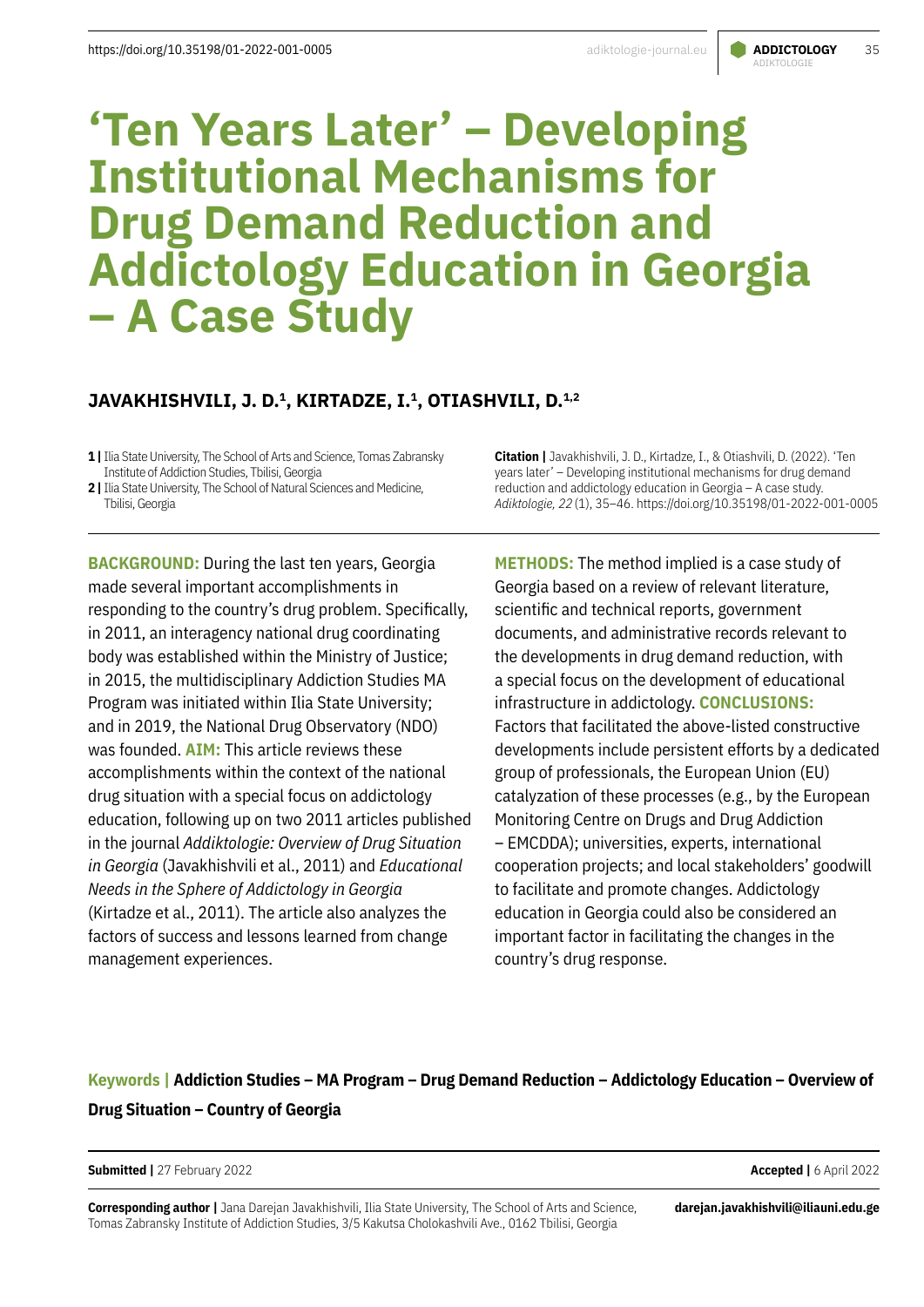# 'Ten Years Later' – Developing Institutional Mechanisms for Drug Demand Reduction and Addictology Education in Georgia – A Case Study

**JAVAKHISHVILI, J. D.[1], KIRTADZE, I.[1], OTIASHVILI, D.[1,2]**

**1 |** Ilia State University, The School of Arts and Science, Tomas Zabransky Institute of Addiction Studies, Tbilisi, Georgia
**2 |** Ilia State University, The School of Natural Sciences and Medicine, Tbilisi, Georgia

**Citation |** Javakhishvili, J. D., Kirtadze, I., & Otiashvili, D. (2022). 'Ten years later' – Developing institutional mechanisms for drug demand reduction and addictology education in Georgia – A case study. *Adiktologie, 22* (1), 35–46. https://doi.org/10.35198/01-2022-001-0005

**BACKGROUND:** During the last ten years, Georgia made several important accomplishments in responding to the country's drug problem. Specifically, in 2011, an interagency national drug coordinating body was established within the Ministry of Justice; in 2015, the multidisciplinary Addiction Studies MA Program was initiated within Ilia State University; and in 2019, the National Drug Observatory (NDO) was founded. **AIM:** This article reviews these accomplishments within the context of the national drug situation with a special focus on addictology education, following up on two 2011 articles published in the journal *Addiktologie: Overview of Drug Situation in Georgia* (Javakhishvili et al., 2011) and *Educational Needs in the Sphere of Addictology in Georgia* (Kirtadze et al., 2011). The article also analyzes the factors of success and lessons learned from change management experiences. **METHODS:** The method implied is a case study of Georgia based on a review of relevant literature, scientific and technical reports, government documents, and administrative records relevant to the developments in drug demand reduction, with a special focus on the development of educational infrastructure in addictology. **CONCLUSIONS:** Factors that facilitated the above-listed constructive developments include persistent efforts by a dedicated group of professionals, the European Union (EU) catalyzation of these processes (e.g., by the European Monitoring Centre on Drugs and Drug Addiction – EMCDDA); universities, experts, international cooperation projects; and local stakeholders' goodwill to facilitate and promote changes. Addictology education in Georgia could also be considered an important factor in facilitating the changes in the country's drug response.

**Keywords | Addiction Studies – MA Program – Drug Demand Reduction – Addictology Education – Overview of Drug Situation – Country of Georgia**

**Submitted |** 27 February 2022 **Accepted |** 6 April 2022

**Corresponding author |** Jana Darejan Javakhishvili, Ilia State University, The School of Arts and Science, Tomas Zabransky Institute of Addiction Studies, 3/5 Kakutsa Cholokashvili Ave., 0162 Tbilisi, Georgia **darejan.javakhishvili@iliauni.edu.ge**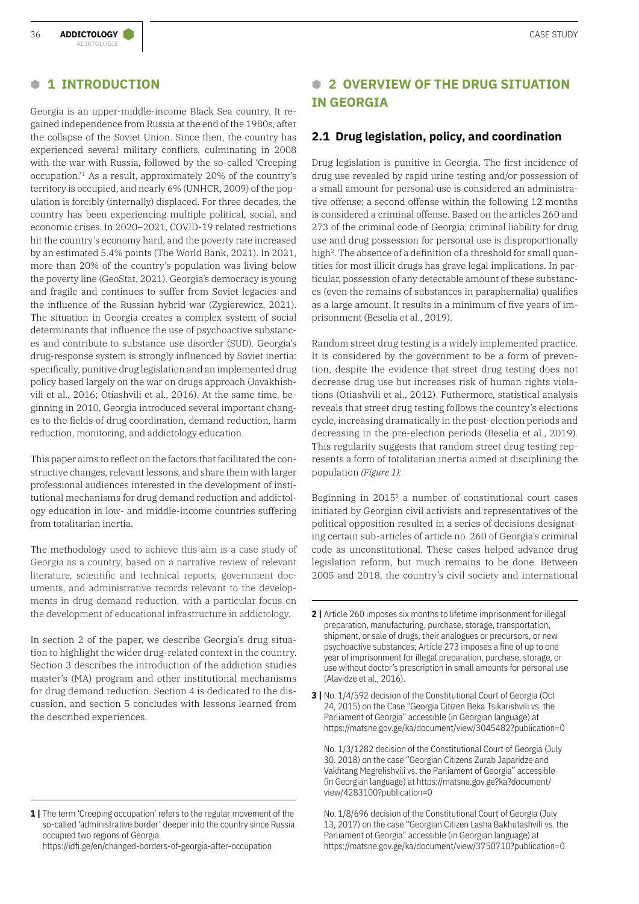## 1 INTRODUCTION

Georgia is an upper-middle-income Black Sea country. It regained independence from Russia at the end of the 1980s, after the collapse of the Soviet Union. Since then, the country has experienced several military conflicts, culminating in 2008 with the war with Russia, followed by the so-called 'Creeping occupation.'[1] As a result, approximately 20% of the country's territory is occupied, and nearly 6% (UNHCR, 2009) of the population is forcibly (internally) displaced. For three decades, the country has been experiencing multiple political, social, and economic crises. In 2020–2021, COVID-19 related restrictions hit the country's economy hard, and the poverty rate increased by an estimated 5.4% points (The World Bank, 2021). In 2021, more than 20% of the country's population was living below the poverty line (GeoStat, 2021). Georgia's democracy is young and fragile and continues to suffer from Soviet legacies and the influence of the Russian hybrid war (Zygierewicz, 2021). The situation in Georgia creates a complex system of social determinants that influence the use of psychoactive substances and contribute to substance use disorder (SUD). Georgia's drug-response system is strongly influenced by Soviet inertia: specifically, punitive drug legislation and an implemented drug policy based largely on the war on drugs approach (Javakhishvili et al., 2016; Otiashvili et al., 2016). At the same time, beginning in 2010, Georgia introduced several important changes to the fields of drug coordination, demand reduction, harm reduction, monitoring, and addictology education.

This paper aims to reflect on the factors that facilitated the constructive changes, relevant lessons, and share them with larger professional audiences interested in the development of institutional mechanisms for drug demand reduction and addictology education in low- and middle-income countries suffering from totalitarian inertia.

The methodology used to achieve this aim is a case study of Georgia as a country, based on a narrative review of relevant literature, scientific and technical reports, government documents, and administrative records relevant to the developments in drug demand reduction, with a particular focus on the development of educational infrastructure in addictology.

In section 2 of the paper, we describe Georgia's drug situation to highlight the wider drug-related context in the country. Section 3 describes the introduction of the addiction studies master's (MA) program and other institutional mechanisms for drug demand reduction. Section 4 is dedicated to the discussion, and section 5 concludes with lessons learned from the described experiences.

## 2 OVERVIEW OF THE DRUG SITUATION IN GEORGIA

### 2.1 Drug legislation, policy, and coordination

Drug legislation is punitive in Georgia. The first incidence of drug use revealed by rapid urine testing and/or possession of a small amount for personal use is considered an administrative offense; a second offense within the following 12 months is considered a criminal offense. Based on the articles 260 and 273 of the criminal code of Georgia, criminal liability for drug use and drug possession for personal use is disproportionally high[2]. The absence of a definition of a threshold for small quantities for most illicit drugs has grave legal implications. In particular, possession of any detectable amount of these substances (even the remains of substances in paraphernalia) qualifies as a large amount. It results in a minimum of five years of imprisonment (Beselia et al., 2019).

Random street drug testing is a widely implemented practice. It is considered by the government to be a form of prevention, despite the evidence that street drug testing does not decrease drug use but increases risk of human rights violations (Otiashvili et al., 2012). Futhermore, statistical analysis reveals that street drug testing follows the country's elections cycle, increasing dramatically in the post-election periods and decreasing in the pre-election periods (Beselia et al., 2019). This regularity suggests that random street drug testing represents a form of totalitarian inertia aimed at disciplining the population *(Figure 1):*

Beginning in 2015[3] a number of constitutional court cases initiated by Georgian civil activists and representatives of the political opposition resulted in a series of decisions designating certain sub-articles of article no. 260 of Georgia's criminal code as unconstitutional. These cases helped advance drug legislation reform, but much remains to be done. Between 2005 and 2018, the country's civil society and international

---

[1] The term 'Creeping occupation' refers to the regular movement of the so-called 'administrative border' deeper into the country since Russia occupied two regions of Georgia. https://idfi.ge/en/changed-borders-of-georgia-after-occupation

[2] Article 260 imposes six months to lifetime imprisonment for illegal preparation, manufacturing, purchase, storage, transportation, shipment, or sale of drugs, their analogues or precursors, or new psychoactive substances; Article 273 imposes a fine of up to one year of imprisonment for illegal preparation, purchase, storage, or use without doctor's prescription in small amounts for personal use (Alavidze et al., 2016).

[3] No. 1/4/592 decision of the Constitutional Court of Georgia (Oct 24, 2015) on the Case "Georgia Citizen Beka Tsikarishvili vs. the Parliament of Georgia" accessible (in Georgian language) at https://matsne.gov.ge/ka/document/view/3045482?publication=0

No. 1/3/1282 decision of the Constitutional Court of Georgia (July 30. 2018) on the case "Georgian Citizens Zurab Japaridze and Vakhtang Megrelishvili vs. the Parliament of Georgia" accessible (in Georgian language) at https://matsne.gov.ge?ka?document/view/4283100?publication=0

No. 1/8/696 decision of the Constitutional Court of Georgia (July 13, 2017) on the case "Georgian Citizen Lasha Bakhutashvili vs. the Parliament of Georgia" accessible (in Georgian language) at https://matsne.gov.ge/ka/document/view/3750710?publication=0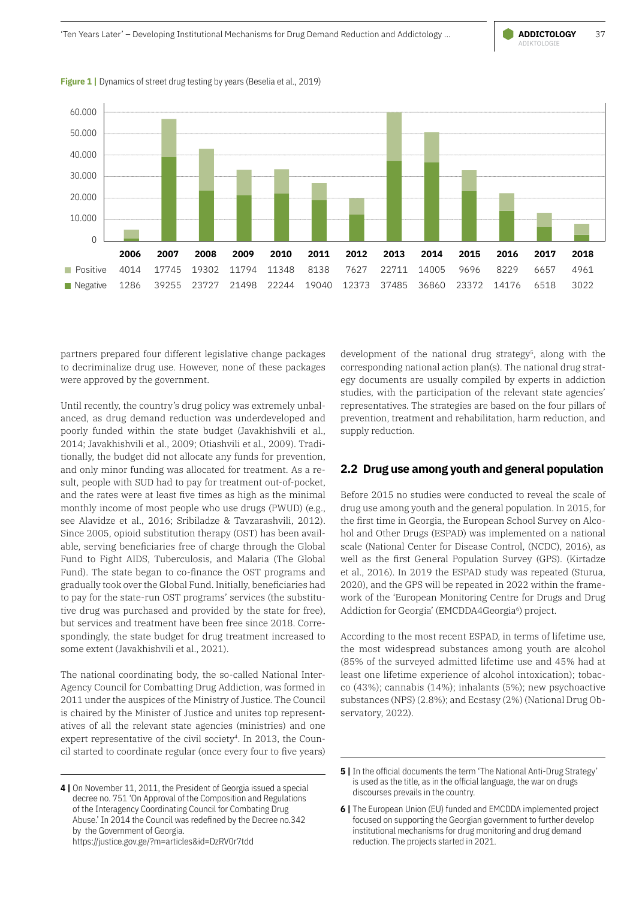**Figure 1 |** Dynamics of street drug testing by years (Beselia et al., 2019)

| | 2006 | 2007 | 2008 | 2009 | 2010 | 2011 | 2012 | 2013 | 2014 | 2015 | 2016 | 2017 | 2018 |
|---|---|---|---|---|---|---|---|---|---|---|---|---|---|
| Positive | 4014 | 17745 | 19302 | 11794 | 11348 | 8138 | 7627 | 22711 | 14005 | 9696 | 8229 | 6657 | 4961 |
| Negative | 1286 | 39255 | 23727 | 21498 | 22244 | 19040 | 12373 | 37485 | 36860 | 23372 | 14176 | 6518 | 3022 |

partners prepared four different legislative change packages to decriminalize drug use. However, none of these packages were approved by the government.

Until recently, the country's drug policy was extremely unbalanced, as drug demand reduction was underdeveloped and poorly funded within the state budget (Javakhishvili et al., 2014; Javakhishvili et al., 2009; Otiashvili et al., 2009). Traditionally, the budget did not allocate any funds for prevention, and only minor funding was allocated for treatment. As a result, people with SUD had to pay for treatment out-of-pocket, and the rates were at least five times as high as the minimal monthly income of most people who use drugs (PWUD) (e.g., see Alavidze et al., 2016; Sribiladze & Tavzarashvili, 2012). Since 2005, opioid substitution therapy (OST) has been available, serving beneficiaries free of charge through the Global Fund to Fight AIDS, Tuberculosis, and Malaria (The Global Fund). The state began to co-finance the OST programs and gradually took over the Global Fund. Initially, beneficiaries had to pay for the state-run OST programs' services (the substitutive drug was purchased and provided by the state for free), but services and treatment have been free since 2018. Correspondingly, the state budget for drug treatment increased to some extent (Javakhishvili et al., 2021).

The national coordinating body, the so-called National Inter-Agency Council for Combatting Drug Addiction, was formed in 2011 under the auspices of the Ministry of Justice. The Council is chaired by the Minister of Justice and unites top representatives of all the relevant state agencies (ministries) and one expert representative of the civil society[4]. In 2013, the Council started to coordinate regular (once every four to five years) development of the national drug strategy[5], along with the corresponding national action plan(s). The national drug strategy documents are usually compiled by experts in addiction studies, with the participation of the relevant state agencies' representatives. The strategies are based on the four pillars of prevention, treatment and rehabilitation, harm reduction, and supply reduction.

## 2.2 Drug use among youth and general population

Before 2015 no studies were conducted to reveal the scale of drug use among youth and the general population. In 2015, for the first time in Georgia, the European School Survey on Alcohol and Other Drugs (ESPAD) was implemented on a national scale (National Center for Disease Control, (NCDC), 2016), as well as the first General Population Survey (GPS). (Kirtadze et al., 2016). In 2019 the ESPAD study was repeated (Sturua, 2020), and the GPS will be repeated in 2022 within the framework of the 'European Monitoring Centre for Drugs and Drug Addiction for Georgia' (EMCDDA4Georgia[6]) project.

According to the most recent ESPAD, in terms of lifetime use, the most widespread substances among youth are alcohol (85% of the surveyed admitted lifetime use and 45% had at least one lifetime experience of alcohol intoxication); tobacco (43%); cannabis (14%); inhalants (5%); new psychoactive substances (NPS) (2.8%); and Ecstasy (2%) (National Drug Observatory, 2022).

**4 |** On November 11, 2011, the President of Georgia issued a special decree no. 751 'On Approval of the Composition and Regulations of the Interagency Coordinating Council for Combating Drug Abuse.' In 2014 the Council was redefined by the Decree no.342 by the Government of Georgia. https://justice.gov.ge/?m=articles&id=DzRV0r7tdd

**5 |** In the official documents the term 'The National Anti-Drug Strategy' is used as the title, as in the official language, the war on drugs discourses prevails in the country.

**6 |** The European Union (EU) funded and EMCDDA implemented project focused on supporting the Georgian government to further develop institutional mechanisms for drug monitoring and drug demand reduction. The projects started in 2021.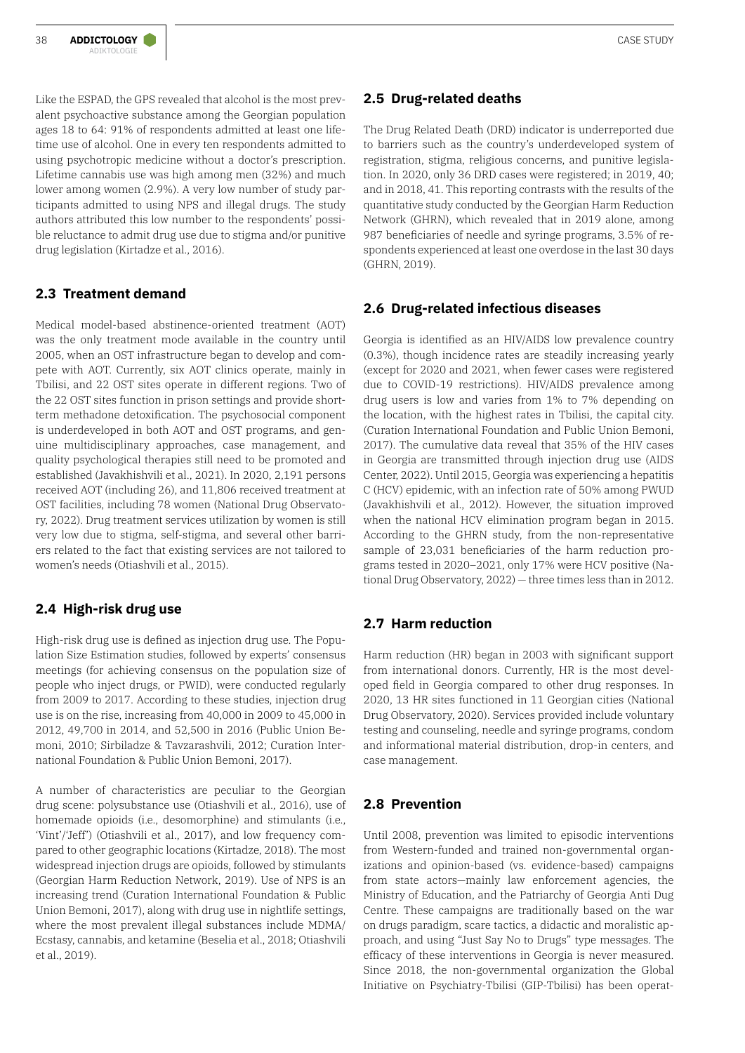Like the ESPAD, the GPS revealed that alcohol is the most prevalent psychoactive substance among the Georgian population ages 18 to 64: 91% of respondents admitted at least one lifetime use of alcohol. One in every ten respondents admitted to using psychotropic medicine without a doctor's prescription. Lifetime cannabis use was high among men (32%) and much lower among women (2.9%). A very low number of study participants admitted to using NPS and illegal drugs. The study authors attributed this low number to the respondents' possible reluctance to admit drug use due to stigma and/or punitive drug legislation (Kirtadze et al., 2016).

## 2.3 Treatment demand

Medical model-based abstinence-oriented treatment (AOT) was the only treatment mode available in the country until 2005, when an OST infrastructure began to develop and compete with AOT. Currently, six AOT clinics operate, mainly in Tbilisi, and 22 OST sites operate in different regions. Two of the 22 OST sites function in prison settings and provide short-term methadone detoxification. The psychosocial component is underdeveloped in both AOT and OST programs, and genuine multidisciplinary approaches, case management, and quality psychological therapies still need to be promoted and established (Javakhishvili et al., 2021). In 2020, 2,191 persons received AOT (including 26), and 11,806 received treatment at OST facilities, including 78 women (National Drug Observatory, 2022). Drug treatment services utilization by women is still very low due to stigma, self-stigma, and several other barriers related to the fact that existing services are not tailored to women's needs (Otiashvili et al., 2015).

## 2.4 High-risk drug use

High-risk drug use is defined as injection drug use. The Population Size Estimation studies, followed by experts' consensus meetings (for achieving consensus on the population size of people who inject drugs, or PWID), were conducted regularly from 2009 to 2017. According to these studies, injection drug use is on the rise, increasing from 40,000 in 2009 to 45,000 in 2012, 49,700 in 2014, and 52,500 in 2016 (Public Union Bemoni, 2010; Sirbiladze & Tavzarashvili, 2012; Curation International Foundation & Public Union Bemoni, 2017).

A number of characteristics are peculiar to the Georgian drug scene: polysubstance use (Otiashvili et al., 2016), use of homemade opioids (i.e., desomorphine) and stimulants (i.e., 'Vint'/'Jeff') (Otiashvili et al., 2017), and low frequency compared to other geographic locations (Kirtadze, 2018). The most widespread injection drugs are opioids, followed by stimulants (Georgian Harm Reduction Network, 2019). Use of NPS is an increasing trend (Curation International Foundation & Public Union Bemoni, 2017), along with drug use in nightlife settings, where the most prevalent illegal substances include MDMA/Ecstasy, cannabis, and ketamine (Beselia et al., 2018; Otiashvili et al., 2019).

## 2.5 Drug-related deaths

The Drug Related Death (DRD) indicator is underreported due to barriers such as the country's underdeveloped system of registration, stigma, religious concerns, and punitive legislation. In 2020, only 36 DRD cases were registered; in 2019, 40; and in 2018, 41. This reporting contrasts with the results of the quantitative study conducted by the Georgian Harm Reduction Network (GHRN), which revealed that in 2019 alone, among 987 beneficiaries of needle and syringe programs, 3.5% of respondents experienced at least one overdose in the last 30 days (GHRN, 2019).

## 2.6 Drug-related infectious diseases

Georgia is identified as an HIV/AIDS low prevalence country (0.3%), though incidence rates are steadily increasing yearly (except for 2020 and 2021, when fewer cases were registered due to COVID-19 restrictions). HIV/AIDS prevalence among drug users is low and varies from 1% to 7% depending on the location, with the highest rates in Tbilisi, the capital city. (Curation International Foundation and Public Union Bemoni, 2017). The cumulative data reveal that 35% of the HIV cases in Georgia are transmitted through injection drug use (AIDS Center, 2022). Until 2015, Georgia was experiencing a hepatitis C (HCV) epidemic, with an infection rate of 50% among PWUD (Javakhishvili et al., 2012). However, the situation improved when the national HCV elimination program began in 2015. According to the GHRN study, from the non-representative sample of 23,031 beneficiaries of the harm reduction programs tested in 2020–2021, only 17% were HCV positive (National Drug Observatory, 2022) — three times less than in 2012.

## 2.7 Harm reduction

Harm reduction (HR) began in 2003 with significant support from international donors. Currently, HR is the most developed field in Georgia compared to other drug responses. In 2020, 13 HR sites functioned in 11 Georgian cities (National Drug Observatory, 2020). Services provided include voluntary testing and counseling, needle and syringe programs, condom and informational material distribution, drop-in centers, and case management.

## 2.8 Prevention

Until 2008, prevention was limited to episodic interventions from Western-funded and trained non-governmental organizations and opinion-based (vs. evidence-based) campaigns from state actors—mainly law enforcement agencies, the Ministry of Education, and the Patriarchy of Georgia Anti Dug Centre. These campaigns are traditionally based on the war on drugs paradigm, scare tactics, a didactic and moralistic approach, and using "Just Say No to Drugs" type messages. The efficacy of these interventions in Georgia is never measured. Since 2018, the non-governmental organization the Global Initiative on Psychiatry-Tbilisi (GIP-Tbilisi) has been operat-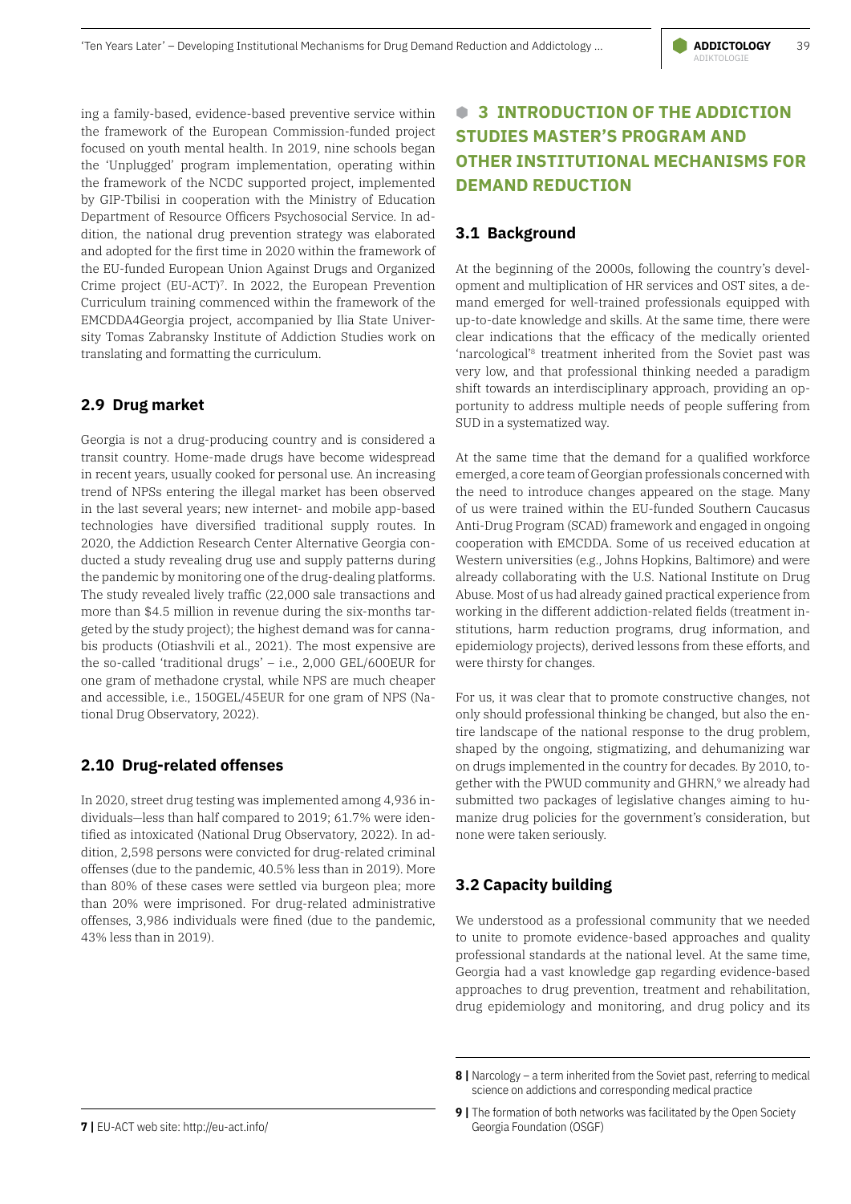ing a family-based, evidence-based preventive service within the framework of the European Commission-funded project focused on youth mental health. In 2019, nine schools began the 'Unplugged' program implementation, operating within the framework of the NCDC supported project, implemented by GIP-Tbilisi in cooperation with the Ministry of Education Department of Resource Officers Psychosocial Service. In addition, the national drug prevention strategy was elaborated and adopted for the first time in 2020 within the framework of the EU-funded European Union Against Drugs and Organized Crime project (EU-ACT)[7]. In 2022, the European Prevention Curriculum training commenced within the framework of the EMCDDA4Georgia project, accompanied by Ilia State University Tomas Zabransky Institute of Addiction Studies work on translating and formatting the curriculum.

## 2.9 Drug market

Georgia is not a drug-producing country and is considered a transit country. Home-made drugs have become widespread in recent years, usually cooked for personal use. An increasing trend of NPSs entering the illegal market has been observed in the last several years; new internet- and mobile app-based technologies have diversified traditional supply routes. In 2020, the Addiction Research Center Alternative Georgia conducted a study revealing drug use and supply patterns during the pandemic by monitoring one of the drug-dealing platforms. The study revealed lively traffic (22,000 sale transactions and more than $4.5 million in revenue during the six-months targeted by the study project); the highest demand was for cannabis products (Otiashvili et al., 2021). The most expensive are the so-called 'traditional drugs' – i.e., 2,000 GEL/600EUR for one gram of methadone crystal, while NPS are much cheaper and accessible, i.e., 150GEL/45EUR for one gram of NPS (National Drug Observatory, 2022).

## 2.10 Drug-related offenses

In 2020, street drug testing was implemented among 4,936 individuals—less than half compared to 2019; 61.7% were identified as intoxicated (National Drug Observatory, 2022). In addition, 2,598 persons were convicted for drug-related criminal offenses (due to the pandemic, 40.5% less than in 2019). More than 80% of these cases were settled via burgeon plea; more than 20% were imprisoned. For drug-related administrative offenses, 3,986 individuals were fined (due to the pandemic, 43% less than in 2019).

# 3 INTRODUCTION OF THE ADDICTION STUDIES MASTER'S PROGRAM AND OTHER INSTITUTIONAL MECHANISMS FOR DEMAND REDUCTION

## 3.1 Background

At the beginning of the 2000s, following the country's development and multiplication of HR services and OST sites, a demand emerged for well-trained professionals equipped with up-to-date knowledge and skills. At the same time, there were clear indications that the efficacy of the medically oriented 'narcological'[8] treatment inherited from the Soviet past was very low, and that professional thinking needed a paradigm shift towards an interdisciplinary approach, providing an opportunity to address multiple needs of people suffering from SUD in a systematized way.

At the same time that the demand for a qualified workforce emerged, a core team of Georgian professionals concerned with the need to introduce changes appeared on the stage. Many of us were trained within the EU-funded Southern Caucasus Anti-Drug Program (SCAD) framework and engaged in ongoing cooperation with EMCDDA. Some of us received education at Western universities (e.g., Johns Hopkins, Baltimore) and were already collaborating with the U.S. National Institute on Drug Abuse. Most of us had already gained practical experience from working in the different addiction-related fields (treatment institutions, harm reduction programs, drug information, and epidemiology projects), derived lessons from these efforts, and were thirsty for changes.

For us, it was clear that to promote constructive changes, not only should professional thinking be changed, but also the entire landscape of the national response to the drug problem, shaped by the ongoing, stigmatizing, and dehumanizing war on drugs implemented in the country for decades. By 2010, together with the PWUD community and GHRN,[9] we already had submitted two packages of legislative changes aiming to humanize drug policies for the government's consideration, but none were taken seriously.

## 3.2 Capacity building

We understood as a professional community that we needed to unite to promote evidence-based approaches and quality professional standards at the national level. At the same time, Georgia had a vast knowledge gap regarding evidence-based approaches to drug prevention, treatment and rehabilitation, drug epidemiology and monitoring, and drug policy and its

---

[7] EU-ACT web site: http://eu-act.info/

[8] Narcology – a term inherited from the Soviet past, referring to medical science on addictions and corresponding medical practice

[9] The formation of both networks was facilitated by the Open Society Georgia Foundation (OSGF)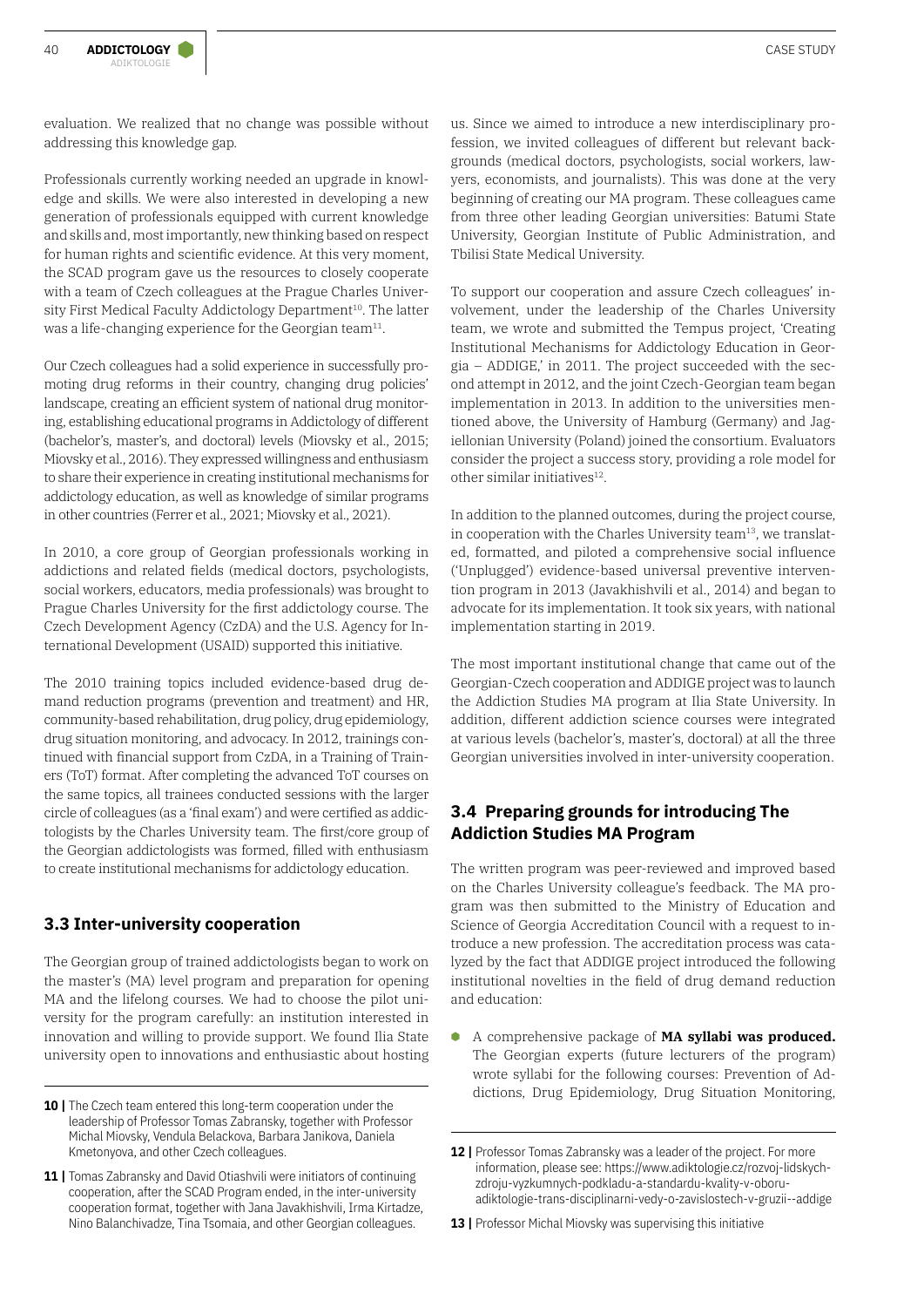evaluation. We realized that no change was possible without addressing this knowledge gap.

Professionals currently working needed an upgrade in knowledge and skills. We were also interested in developing a new generation of professionals equipped with current knowledge and skills and, most importantly, new thinking based on respect for human rights and scientific evidence. At this very moment, the SCAD program gave us the resources to closely cooperate with a team of Czech colleagues at the Prague Charles University First Medical Faculty Addictology Department[10]. The latter was a life-changing experience for the Georgian team[11].

Our Czech colleagues had a solid experience in successfully promoting drug reforms in their country, changing drug policies' landscape, creating an efficient system of national drug monitoring, establishing educational programs in Addictology of different (bachelor's, master's, and doctoral) levels (Miovsky et al., 2015; Miovsky et al., 2016). They expressed willingness and enthusiasm to share their experience in creating institutional mechanisms for addictology education, as well as knowledge of similar programs in other countries (Ferrer et al., 2021; Miovsky et al., 2021).

In 2010, a core group of Georgian professionals working in addictions and related fields (medical doctors, psychologists, social workers, educators, media professionals) was brought to Prague Charles University for the first addictology course. The Czech Development Agency (CzDA) and the U.S. Agency for International Development (USAID) supported this initiative.

The 2010 training topics included evidence-based drug demand reduction programs (prevention and treatment) and HR, community-based rehabilitation, drug policy, drug epidemiology, drug situation monitoring, and advocacy. In 2012, trainings continued with financial support from CzDA, in a Training of Trainers (ToT) format. After completing the advanced ToT courses on the same topics, all trainees conducted sessions with the larger circle of colleagues (as a 'final exam') and were certified as addictologists by the Charles University team. The first/core group of the Georgian addictologists was formed, filled with enthusiasm to create institutional mechanisms for addictology education.

## 3.3 Inter-university cooperation

The Georgian group of trained addictologists began to work on the master's (MA) level program and preparation for opening MA and the lifelong courses. We had to choose the pilot university for the program carefully: an institution interested in innovation and willing to provide support. We found Ilia State university open to innovations and enthusiastic about hosting us. Since we aimed to introduce a new interdisciplinary profession, we invited colleagues of different but relevant backgrounds (medical doctors, psychologists, social workers, lawyers, economists, and journalists). This was done at the very beginning of creating our MA program. These colleagues came from three other leading Georgian universities: Batumi State University, Georgian Institute of Public Administration, and Tbilisi State Medical University.

To support our cooperation and assure Czech colleagues' involvement, under the leadership of the Charles University team, we wrote and submitted the Tempus project, 'Creating Institutional Mechanisms for Addictology Education in Georgia – ADDIGE,' in 2011. The project succeeded with the second attempt in 2012, and the joint Czech-Georgian team began implementation in 2013. In addition to the universities mentioned above, the University of Hamburg (Germany) and Jagiellonian University (Poland) joined the consortium. Evaluators consider the project a success story, providing a role model for other similar initiatives[12].

In addition to the planned outcomes, during the project course, in cooperation with the Charles University team[13], we translated, formatted, and piloted a comprehensive social influence ('Unplugged') evidence-based universal preventive intervention program in 2013 (Javakhishvili et al., 2014) and began to advocate for its implementation. It took six years, with national implementation starting in 2019.

The most important institutional change that came out of the Georgian-Czech cooperation and ADDIGE project was to launch the Addiction Studies MA program at Ilia State University. In addition, different addiction science courses were integrated at various levels (bachelor's, master's, doctoral) at all the three Georgian universities involved in inter-university cooperation.

## 3.4 Preparing grounds for introducing The Addiction Studies MA Program

The written program was peer-reviewed and improved based on the Charles University colleague's feedback. The MA program was then submitted to the Ministry of Education and Science of Georgia Accreditation Council with a request to introduce a new profession. The accreditation process was catalyzed by the fact that ADDIGE project introduced the following institutional novelties in the field of drug demand reduction and education:

- A comprehensive package of **MA syllabi was produced.** The Georgian experts (future lecturers of the program) wrote syllabi for the following courses: Prevention of Addictions, Drug Epidemiology, Drug Situation Monitoring,

---

**10 |** The Czech team entered this long-term cooperation under the leadership of Professor Tomas Zabransky, together with Professor Michal Miovsky, Vendula Belackova, Barbara Janikova, Daniela Kmetonyova, and other Czech colleagues.

**11 |** Tomas Zabransky and David Otiashvili were initiators of continuing cooperation, after the SCAD Program ended, in the inter-university cooperation format, together with Jana Javakhishvili, Irma Kirtadze, Nino Balanchivadze, Tina Tsomaia, and other Georgian colleagues.

**12 |** Professor Tomas Zabransky was a leader of the project. For more information, please see: https://www.adiktologie.cz/rozvoj-lidskych-zdroju-vyzkumnych-podkladu-a-standardu-kvality-v-oboru-adiktologie-trans-disciplinarni-vedy-o-zavislostech-v-gruzii--addige

**13 |** Professor Michal Miovsky was supervising this initiative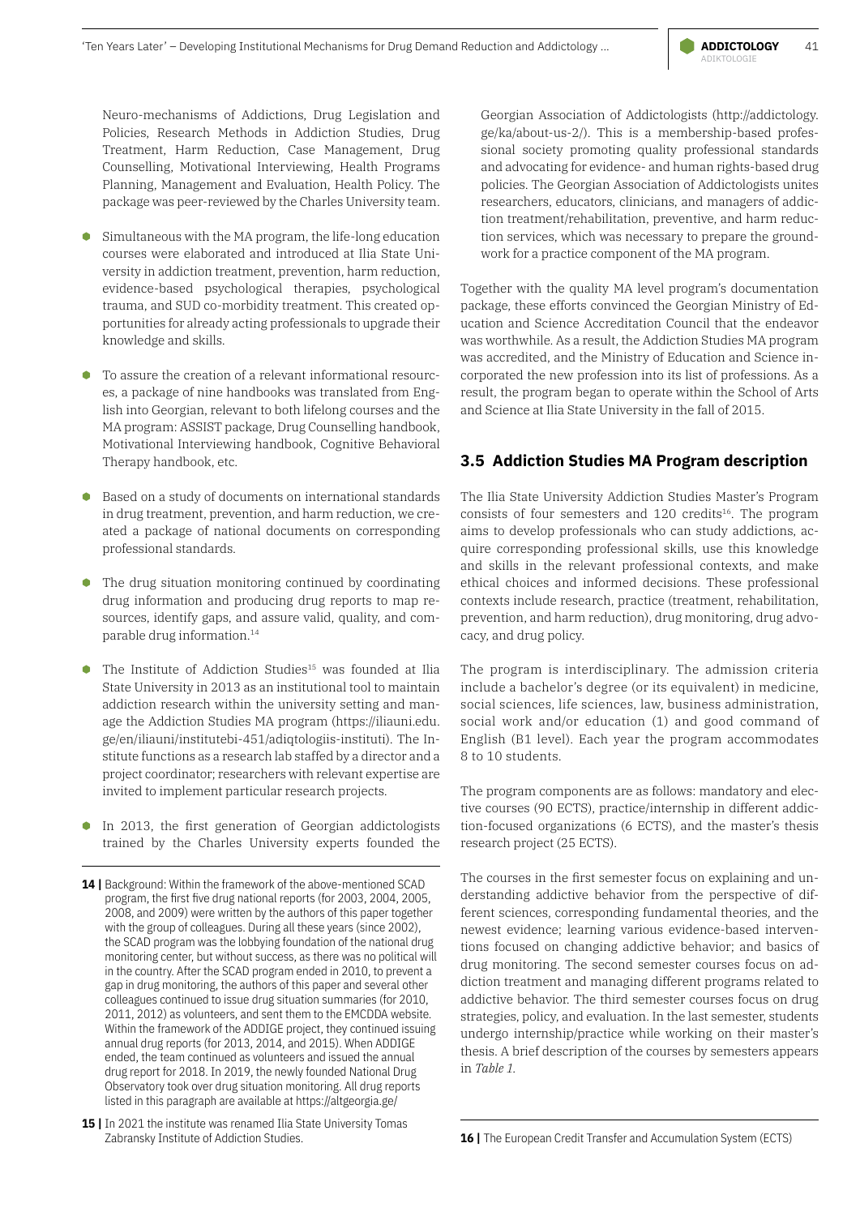Neuro-mechanisms of Addictions, Drug Legislation and Policies, Research Methods in Addiction Studies, Drug Treatment, Harm Reduction, Case Management, Drug Counselling, Motivational Interviewing, Health Programs Planning, Management and Evaluation, Health Policy. The package was peer-reviewed by the Charles University team.

- Simultaneous with the MA program, the life-long education courses were elaborated and introduced at Ilia State University in addiction treatment, prevention, harm reduction, evidence-based psychological therapies, psychological trauma, and SUD co-morbidity treatment. This created opportunities for already acting professionals to upgrade their knowledge and skills.
- To assure the creation of a relevant informational resources, a package of nine handbooks was translated from English into Georgian, relevant to both lifelong courses and the MA program: ASSIST package, Drug Counselling handbook, Motivational Interviewing handbook, Cognitive Behavioral Therapy handbook, etc.
- Based on a study of documents on international standards in drug treatment, prevention, and harm reduction, we created a package of national documents on corresponding professional standards.
- The drug situation monitoring continued by coordinating drug information and producing drug reports to map resources, identify gaps, and assure valid, quality, and comparable drug information.[14]
- The Institute of Addiction Studies[15] was founded at Ilia State University in 2013 as an institutional tool to maintain addiction research within the university setting and manage the Addiction Studies MA program (https://iliauni.edu.ge/en/iliauni/institutebi-451/adiqtologiis-instituti). The Institute functions as a research lab staffed by a director and a project coordinator; researchers with relevant expertise are invited to implement particular research projects.
- In 2013, the first generation of Georgian addictologists trained by the Charles University experts founded the Georgian Association of Addictologists (http://addictology.ge/ka/about-us-2/). This is a membership-based professional society promoting quality professional standards and advocating for evidence- and human rights-based drug policies. The Georgian Association of Addictologists unites researchers, educators, clinicians, and managers of addiction treatment/rehabilitation, preventive, and harm reduction services, which was necessary to prepare the groundwork for a practice component of the MA program.

Together with the quality MA level program's documentation package, these efforts convinced the Georgian Ministry of Education and Science Accreditation Council that the endeavor was worthwhile. As a result, the Addiction Studies MA program was accredited, and the Ministry of Education and Science incorporated the new profession into its list of professions. As a result, the program began to operate within the School of Arts and Science at Ilia State University in the fall of 2015.

### 3.5 Addiction Studies MA Program description

The Ilia State University Addiction Studies Master's Program consists of four semesters and 120 credits[16]. The program aims to develop professionals who can study addictions, acquire corresponding professional skills, use this knowledge and skills in the relevant professional contexts, and make ethical choices and informed decisions. These professional contexts include research, practice (treatment, rehabilitation, prevention, and harm reduction), drug monitoring, drug advocacy, and drug policy.

The program is interdisciplinary. The admission criteria include a bachelor's degree (or its equivalent) in medicine, social sciences, life sciences, law, business administration, social work and/or education (1) and good command of English (B1 level). Each year the program accommodates 8 to 10 students.

The program components are as follows: mandatory and elective courses (90 ECTS), practice/internship in different addiction-focused organizations (6 ECTS), and the master's thesis research project (25 ECTS).

The courses in the first semester focus on explaining and understanding addictive behavior from the perspective of different sciences, corresponding fundamental theories, and the newest evidence; learning various evidence-based interventions focused on changing addictive behavior; and basics of drug monitoring. The second semester courses focus on addiction treatment and managing different programs related to addictive behavior. The third semester courses focus on drug strategies, policy, and evaluation. In the last semester, students undergo internship/practice while working on their master's thesis. A brief description of the courses by semesters appears in *Table 1.*

---

**14 |** Background: Within the framework of the above-mentioned SCAD program, the first five drug national reports (for 2003, 2004, 2005, 2008, and 2009) were written by the authors of this paper together with the group of colleagues. During all these years (since 2002), the SCAD program was the lobbying foundation of the national drug monitoring center, but without success, as there was no political will in the country. After the SCAD program ended in 2010, to prevent a gap in drug monitoring, the authors of this paper and several other colleagues continued to issue drug situation summaries (for 2010, 2011, 2012) as volunteers, and sent them to the EMCDDA website. Within the framework of the ADDIGE project, they continued issuing annual drug reports (for 2013, 2014, and 2015). When ADDIGE ended, the team continued as volunteers and issued the annual drug report for 2018. In 2019, the newly founded National Drug Observatory took over drug situation monitoring. All drug reports listed in this paragraph are available at https://altgeorgia.ge/

**15 |** In 2021 the institute was renamed Ilia State University Tomas Zabransky Institute of Addiction Studies.

**16 |** The European Credit Transfer and Accumulation System (ECTS)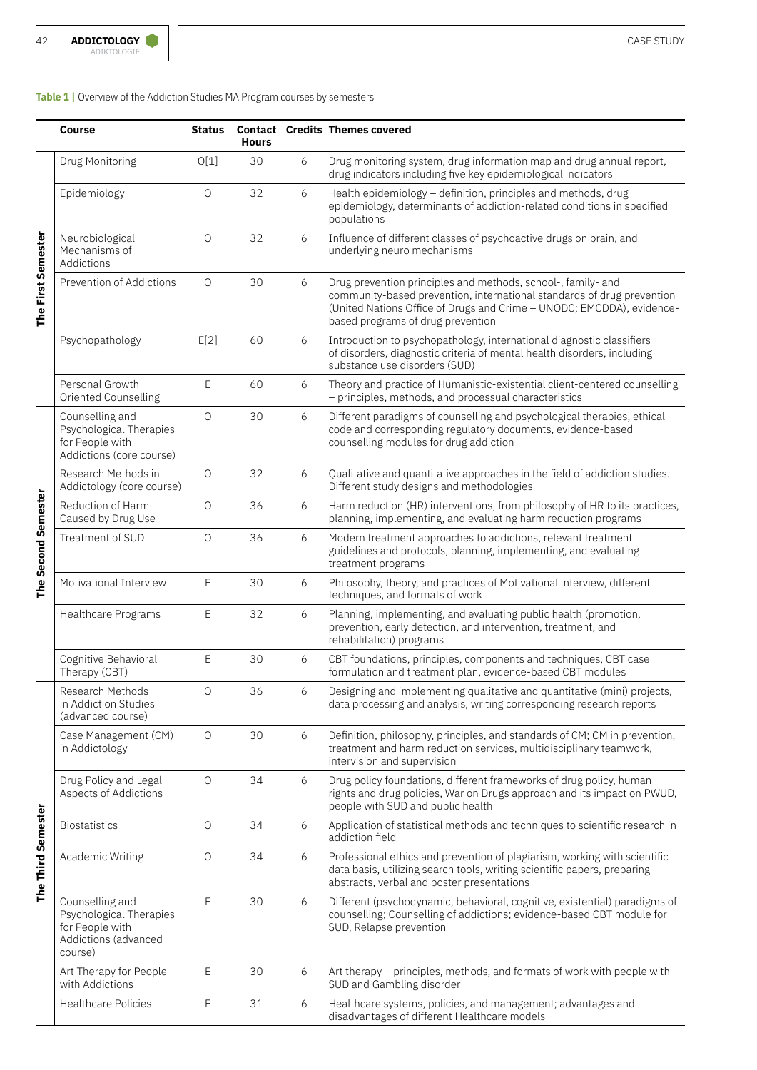**Table 1 |** Overview of the Addiction Studies MA Program courses by semesters

| | Course | Status | Contact Hours | Credits | Themes covered |
|---|---|---|---|---|---|
| **The First Semester** | Drug Monitoring | O[1] | 30 | 6 | Drug monitoring system, drug information map and drug annual report, drug indicators including five key epidemiological indicators |
| | Epidemiology | O | 32 | 6 | Health epidemiology – definition, principles and methods, drug epidemiology, determinants of addiction-related conditions in specified populations |
| | Neurobiological Mechanisms of Addictions | O | 32 | 6 | Influence of different classes of psychoactive drugs on brain, and underlying neuro mechanisms |
| | Prevention of Addictions | O | 30 | 6 | Drug prevention principles and methods, school-, family- and community-based prevention, international standards of drug prevention (United Nations Office of Drugs and Crime – UNODC; EMCDDA), evidence-based programs of drug prevention |
| | Psychopathology | E[2] | 60 | 6 | Introduction to psychopathology, international diagnostic classifiers of disorders, diagnostic criteria of mental health disorders, including substance use disorders (SUD) |
| | Personal Growth Oriented Counselling | E | 60 | 6 | Theory and practice of Humanistic-existential client-centered counselling – principles, methods, and processual characteristics |
| **The Second Semester** | Counselling and Psychological Therapies for People with Addictions (core course) | O | 30 | 6 | Different paradigms of counselling and psychological therapies, ethical code and corresponding regulatory documents, evidence-based counselling modules for drug addiction |
| | Research Methods in Addictology (core course) | O | 32 | 6 | Qualitative and quantitative approaches in the field of addiction studies. Different study designs and methodologies |
| | Reduction of Harm Caused by Drug Use | O | 36 | 6 | Harm reduction (HR) interventions, from philosophy of HR to its practices, planning, implementing, and evaluating harm reduction programs |
| | Treatment of SUD | O | 36 | 6 | Modern treatment approaches to addictions, relevant treatment guidelines and protocols, planning, implementing, and evaluating treatment programs |
| | Motivational Interview | E | 30 | 6 | Philosophy, theory, and practices of Motivational interview, different techniques, and formats of work |
| | Healthcare Programs | E | 32 | 6 | Planning, implementing, and evaluating public health (promotion, prevention, early detection, and intervention, treatment, and rehabilitation) programs |
| | Cognitive Behavioral Therapy (CBT) | E | 30 | 6 | CBT foundations, principles, components and techniques, CBT case formulation and treatment plan, evidence-based CBT modules |
| **The Third Semester** | Research Methods in Addiction Studies (advanced course) | O | 36 | 6 | Designing and implementing qualitative and quantitative (mini) projects, data processing and analysis, writing corresponding research reports |
| | Case Management (CM) in Addictology | O | 30 | 6 | Definition, philosophy, principles, and standards of CM; CM in prevention, treatment and harm reduction services, multidisciplinary teamwork, intervision and supervision |
| | Drug Policy and Legal Aspects of Addictions | O | 34 | 6 | Drug policy foundations, different frameworks of drug policy, human rights and drug policies, War on Drugs approach and its impact on PWUD, people with SUD and public health |
| | Biostatistics | O | 34 | 6 | Application of statistical methods and techniques to scientific research in addiction field |
| | Academic Writing | O | 34 | 6 | Professional ethics and prevention of plagiarism, working with scientific data basis, utilizing search tools, writing scientific papers, preparing abstracts, verbal and poster presentations |
| | Counselling and Psychological Therapies for People with Addictions (advanced course) | E | 30 | 6 | Different (psychodynamic, behavioral, cognitive, existential) paradigms of counselling; Counselling of addictions; evidence-based CBT module for SUD, Relapse prevention |
| | Art Therapy for People with Addictions | E | 30 | 6 | Art therapy – principles, methods, and formats of work with people with SUD and Gambling disorder |
| | Healthcare Policies | E | 31 | 6 | Healthcare systems, policies, and management; advantages and disadvantages of different Healthcare models |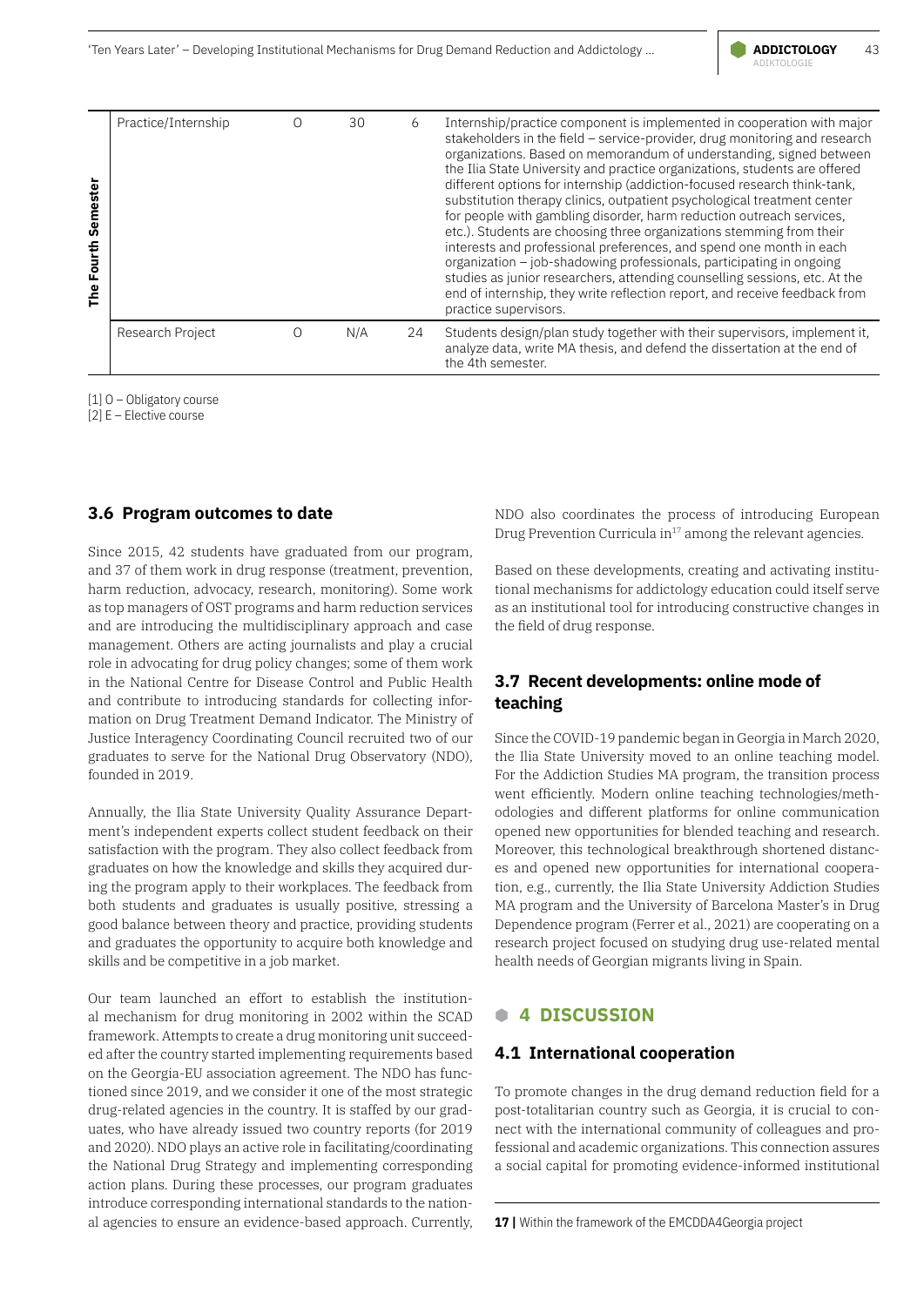| | Course | Status | Hours | ECTS | Description |
|---|---|---|---|---|---|
| **The Fourth Semester** | Practice/Internship | O | 30 | 6 | Internship/practice component is implemented in cooperation with major stakeholders in the field – service-provider, drug monitoring and research organizations. Based on memorandum of understanding, signed between the Ilia State University and practice organizations, students are offered different options for internship (addiction-focused research think-tank, substitution therapy clinics, outpatient psychological treatment center for people with gambling disorder, harm reduction outreach services, etc.). Students are choosing three organizations stemming from their interests and professional preferences, and spend one month in each organization – job-shadowing professionals, participating in ongoing studies as junior researchers, attending counselling sessions, etc. At the end of internship, they write reflection report, and receive feedback from practice supervisors. |
| | Research Project | O | N/A | 24 | Students design/plan study together with their supervisors, implement it, analyze data, write MA thesis, and defend the dissertation at the end of the 4th semester. |

[1] O – Obligatory course
[2] E – Elective course

### 3.6 Program outcomes to date

Since 2015, 42 students have graduated from our program, and 37 of them work in drug response (treatment, prevention, harm reduction, advocacy, research, monitoring). Some work as top managers of OST programs and harm reduction services and are introducing the multidisciplinary approach and case management. Others are acting journalists and play a crucial role in advocating for drug policy changes; some of them work in the National Centre for Disease Control and Public Health and contribute to introducing standards for collecting information on Drug Treatment Demand Indicator. The Ministry of Justice Interagency Coordinating Council recruited two of our graduates to serve for the National Drug Observatory (NDO), founded in 2019.

Annually, the Ilia State University Quality Assurance Department's independent experts collect student feedback on their satisfaction with the program. They also collect feedback from graduates on how the knowledge and skills they acquired during the program apply to their workplaces. The feedback from both students and graduates is usually positive, stressing a good balance between theory and practice, providing students and graduates the opportunity to acquire both knowledge and skills and be competitive in a job market.

Our team launched an effort to establish the institutional mechanism for drug monitoring in 2002 within the SCAD framework. Attempts to create a drug monitoring unit succeeded after the country started implementing requirements based on the Georgia-EU association agreement. The NDO has functioned since 2019, and we consider it one of the most strategic drug-related agencies in the country. It is staffed by our graduates, who have already issued two country reports (for 2019 and 2020). NDO plays an active role in facilitating/coordinating the National Drug Strategy and implementing corresponding action plans. During these processes, our program graduates introduce corresponding international standards to the national agencies to ensure an evidence-based approach. Currently, NDO also coordinates the process of introducing European Drug Prevention Curricula in[17] among the relevant agencies.

Based on these developments, creating and activating institutional mechanisms for addictology education could itself serve as an institutional tool for introducing constructive changes in the field of drug response.

### 3.7 Recent developments: online mode of teaching

Since the COVID-19 pandemic began in Georgia in March 2020, the Ilia State University moved to an online teaching model. For the Addiction Studies MA program, the transition process went efficiently. Modern online teaching technologies/methodologies and different platforms for online communication opened new opportunities for blended teaching and research. Moreover, this technological breakthrough shortened distances and opened new opportunities for international cooperation, e.g., currently, the Ilia State University Addiction Studies MA program and the University of Barcelona Master's in Drug Dependence program (Ferrer et al., 2021) are cooperating on a research project focused on studying drug use-related mental health needs of Georgian migrants living in Spain.

## 4 DISCUSSION

### 4.1 International cooperation

To promote changes in the drug demand reduction field for a post-totalitarian country such as Georgia, it is crucial to connect with the international community of colleagues and professional and academic organizations. This connection assures a social capital for promoting evidence-informed institutional

**17 |** Within the framework of the EMCDDA4Georgia project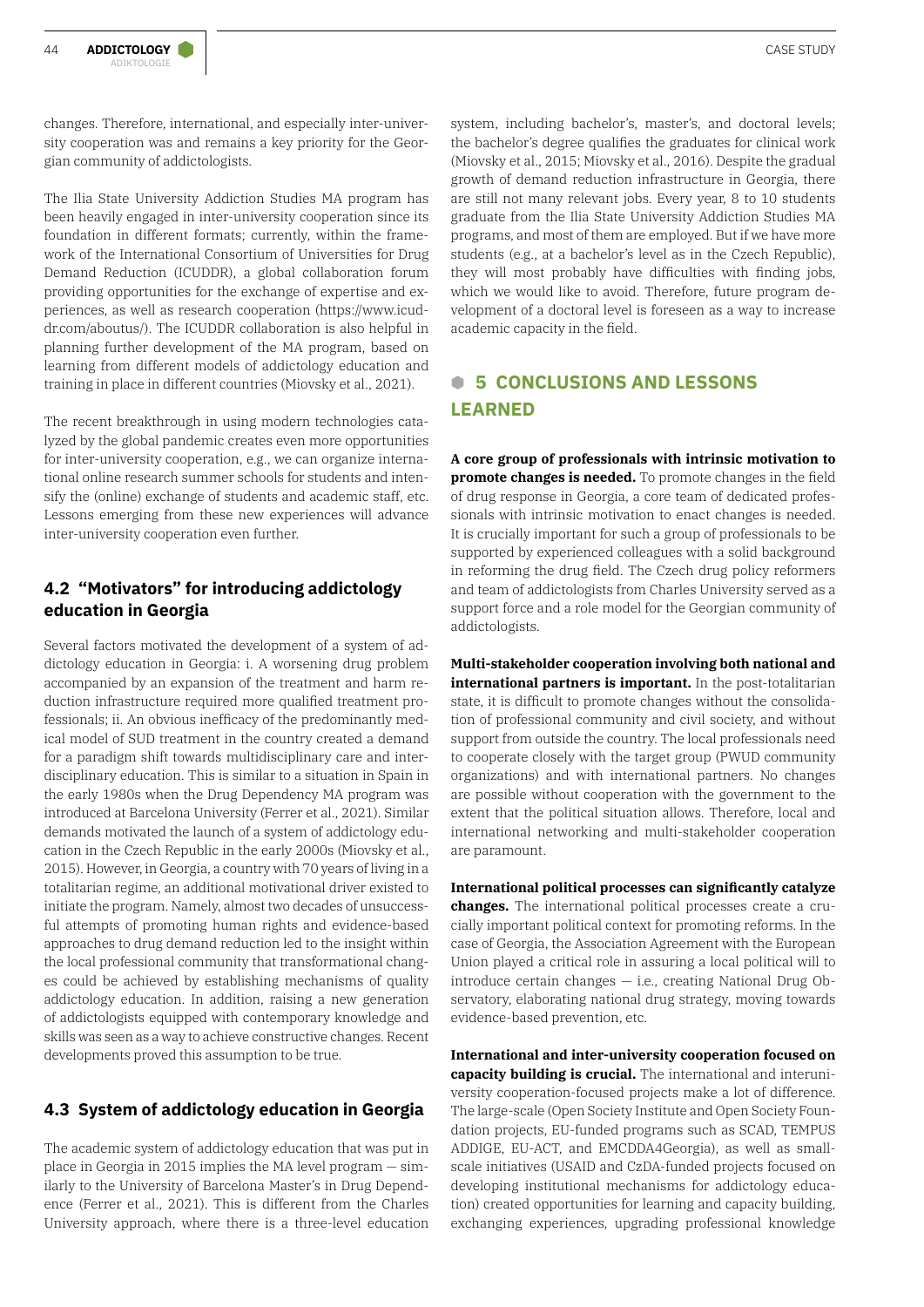changes. Therefore, international, and especially inter-university cooperation was and remains a key priority for the Georgian community of addictologists.

The Ilia State University Addiction Studies MA program has been heavily engaged in inter-university cooperation since its foundation in different formats; currently, within the framework of the International Consortium of Universities for Drug Demand Reduction (ICUDDR), a global collaboration forum providing opportunities for the exchange of expertise and experiences, as well as research cooperation (https://www.icuddr.com/aboutus/). The ICUDDR collaboration is also helpful in planning further development of the MA program, based on learning from different models of addictology education and training in place in different countries (Miovsky et al., 2021).

The recent breakthrough in using modern technologies catalyzed by the global pandemic creates even more opportunities for inter-university cooperation, e.g., we can organize international online research summer schools for students and intensify the (online) exchange of students and academic staff, etc. Lessons emerging from these new experiences will advance inter-university cooperation even further.

### 4.2 "Motivators" for introducing addictology education in Georgia

Several factors motivated the development of a system of addictology education in Georgia: i. A worsening drug problem accompanied by an expansion of the treatment and harm reduction infrastructure required more qualified treatment professionals; ii. An obvious inefficacy of the predominantly medical model of SUD treatment in the country created a demand for a paradigm shift towards multidisciplinary care and interdisciplinary education. This is similar to a situation in Spain in the early 1980s when the Drug Dependency MA program was introduced at Barcelona University (Ferrer et al., 2021). Similar demands motivated the launch of a system of addictology education in the Czech Republic in the early 2000s (Miovsky et al., 2015). However, in Georgia, a country with 70 years of living in a totalitarian regime, an additional motivational driver existed to initiate the program. Namely, almost two decades of unsuccessful attempts of promoting human rights and evidence-based approaches to drug demand reduction led to the insight within the local professional community that transformational changes could be achieved by establishing mechanisms of quality addictology education. In addition, raising a new generation of addictologists equipped with contemporary knowledge and skills was seen as a way to achieve constructive changes. Recent developments proved this assumption to be true.

### 4.3 System of addictology education in Georgia

The academic system of addictology education that was put in place in Georgia in 2015 implies the MA level program – similarly to the University of Barcelona Master's in Drug Dependence (Ferrer et al., 2021). This is different from the Charles University approach, where there is a three-level education system, including bachelor's, master's, and doctoral levels; the bachelor's degree qualifies the graduates for clinical work (Miovsky et al., 2015; Miovsky et al., 2016). Despite the gradual growth of demand reduction infrastructure in Georgia, there are still not many relevant jobs. Every year, 8 to 10 students graduate from the Ilia State University Addiction Studies MA programs, and most of them are employed. But if we have more students (e.g., at a bachelor's level as in the Czech Republic), they will most probably have difficulties with finding jobs, which we would like to avoid. Therefore, future program development of a doctoral level is foreseen as a way to increase academic capacity in the field.

## 5 CONCLUSIONS AND LESSONS LEARNED

**A core group of professionals with intrinsic motivation to promote changes is needed.** To promote changes in the field of drug response in Georgia, a core team of dedicated professionals with intrinsic motivation to enact changes is needed. It is crucially important for such a group of professionals to be supported by experienced colleagues with a solid background in reforming the drug field. The Czech drug policy reformers and team of addictologists from Charles University served as a support force and a role model for the Georgian community of addictologists.

**Multi-stakeholder cooperation involving both national and international partners is important.** In the post-totalitarian state, it is difficult to promote changes without the consolidation of professional community and civil society, and without support from outside the country. The local professionals need to cooperate closely with the target group (PWUD community organizations) and with international partners. No changes are possible without cooperation with the government to the extent that the political situation allows. Therefore, local and international networking and multi-stakeholder cooperation are paramount.

**International political processes can significantly catalyze changes.** The international political processes create a crucially important political context for promoting reforms. In the case of Georgia, the Association Agreement with the European Union played a critical role in assuring a local political will to introduce certain changes – i.e., creating National Drug Observatory, elaborating national drug strategy, moving towards evidence-based prevention, etc.

**International and inter-university cooperation focused on capacity building is crucial.** The international and interuniversity cooperation-focused projects make a lot of difference. The large-scale (Open Society Institute and Open Society Foundation projects, EU-funded programs such as SCAD, TEMPUS ADDIGE, EU-ACT, and EMCDDA4Georgia), as well as small-scale initiatives (USAID and CzDA-funded projects focused on developing institutional mechanisms for addictology education) created opportunities for learning and capacity building, exchanging experiences, upgrading professional knowledge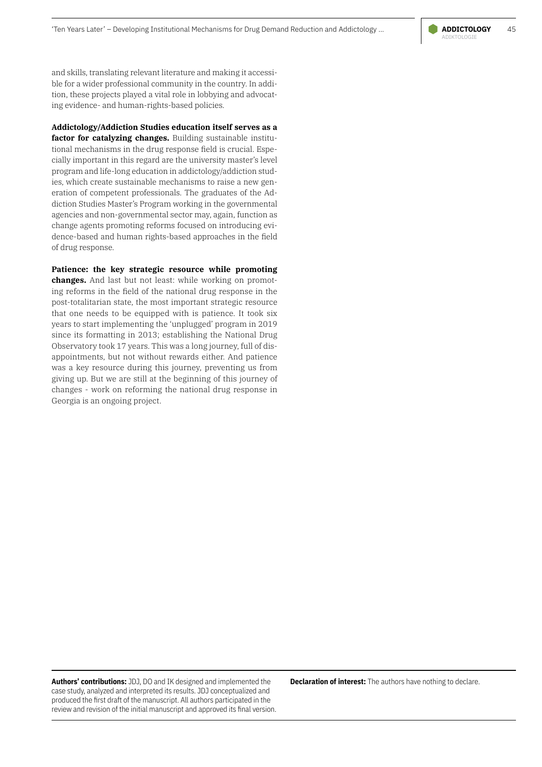and skills, translating relevant literature and making it accessible for a wider professional community in the country. In addition, these projects played a vital role in lobbying and advocating evidence- and human-rights-based policies.

**Addictology/Addiction Studies education itself serves as a factor for catalyzing changes.** Building sustainable institutional mechanisms in the drug response field is crucial. Especially important in this regard are the university master's level program and life-long education in addictology/addiction studies, which create sustainable mechanisms to raise a new generation of competent professionals. The graduates of the Addiction Studies Master's Program working in the governmental agencies and non-governmental sector may, again, function as change agents promoting reforms focused on introducing evidence-based and human rights-based approaches in the field of drug response.

**Patience: the key strategic resource while promoting changes.** And last but not least: while working on promoting reforms in the field of the national drug response in the post-totalitarian state, the most important strategic resource that one needs to be equipped with is patience. It took six years to start implementing the 'unplugged' program in 2019 since its formatting in 2013; establishing the National Drug Observatory took 17 years. This was a long journey, full of disappointments, but not without rewards either. And patience was a key resource during this journey, preventing us from giving up. But we are still at the beginning of this journey of changes - work on reforming the national drug response in Georgia is an ongoing project.

**Authors' contributions:** JDJ, DO and IK designed and implemented the case study, analyzed and interpreted its results. JDJ conceptualized and produced the first draft of the manuscript. All authors participated in the review and revision of the initial manuscript and approved its final version.

**Declaration of interest:** The authors have nothing to declare.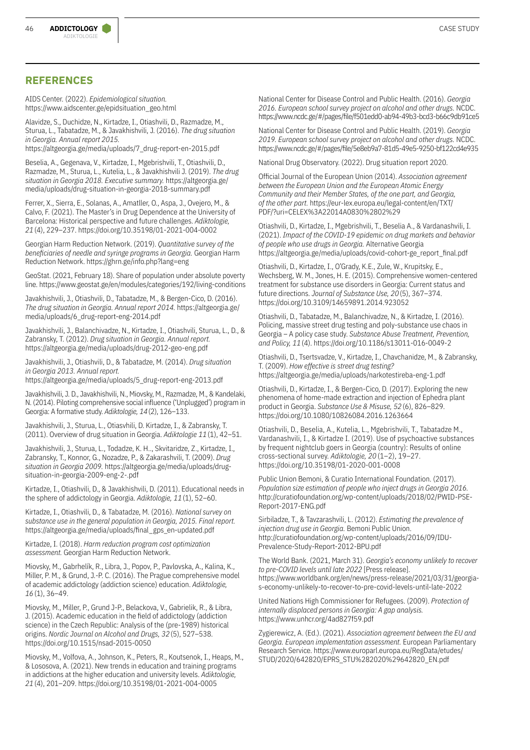## REFERENCES

AIDS Center. (2022). *Epidemiological situation.* https://www.aidscenter.ge/epidsituation_geo.html

Alavidze, S., Duchidze, N., Kirtadze, I., Otiashvili, D., Razmadze, M., Sturua, L., Tabatadze, M., & Javakhishvili, J. (2016). *The drug situation in Georgia. Annual report 2015.* https://altgeorgia.ge/media/uploads/7_drug-report-en-2015.pdf

Beselia, A., Gegenava, V., Kirtadze, I., Mgebrishvili, T., Otiashvili, D., Razmadze, M., Sturua, L., Kutelia, L., & Javakhishvili J. (2019). *The drug situation in Georgia 2018. Executive summary.* https://altgeorgia.ge/media/uploads/drug-situation-in-georgia-2018-summary.pdf

Ferrer, X., Sierra, E., Solanas, A., Amatller, O., Aspa, J., Ovejero, M., & Calvo, F. (2021). The Master's in Drug Dependence at the University of Barcelona: Historical perspective and future challenges. *Adiktologie, 21* (4), 229–237. https://doi.org/10.35198/01-2021-004-0002

Georgian Harm Reduction Network. (2019). *Quantitative survey of the beneficiaries of needle and syringe programs in Georgia.* Georgian Harm Reduction Network. https://ghrn.ge/info.php?lang=eng

GeoStat. (2021, February 18). Share of population under absolute poverty line. https://www.geostat.ge/en/modules/categories/192/living-conditions

Javakhishvili, J., Otiashvili, D., Tabatadze, M., & Bergen-Cico, D. (2016). *The drug situation in Georgia. Annual report 2014.* https://altgeorgia.ge/media/uploads/6_drug-report-eng-2014.pdf

Javakhishvili, J., Balanchivadze, N., Kirtadze, I., Otiashvili, Sturua, L., D., & Zabransky, T. (2012). *Drug situation in Georgia. Annual report.* https://altgeorgia.ge/media/uploads/drug-2012-geo-eng.pdf

Javakhishvili, J., Otiashvili, D., & Tabatadze, M. (2014). *Drug situation in Georgia 2013. Annual report.* https://altgeorgia.ge/media/uploads/5_drug-report-eng-2013.pdf

Javakhishvili, J. D., Javakhishvili, N., Miovsky, M., Razmadze, M., & Kandelaki, N. (2014). Piloting comprehensive social influence ('Unplugged') program in Georgia: A formative study. *Adiktologie, 14* (2), 126–133.

Javakhishvili, J., Sturua, L., Otiasvhili, D. Kirtadze, I., & Zabransky, T. (2011). Overview of drug situation in Georgia. *Adiktologie 11* (1), 42–51.

Javakhishvili, J., Sturua, L., Todadze, K. H.., Skvitaridze, Z., Kirtadze, I., Zabransky, T., Konnor, G., Nozadze, P., & Zakarashvili, T. (2009). *Drug situation in Georgia 2009.* https://altgeorgia.ge/media/uploads/drug-situation-in-georgia-2009-eng-2-.pdf

Kirtadze, I., Otiashvili, D., & Javakhishvili, D. (2011). Educational needs in the sphere of addictology in Georgia. *Adiktologie, 11* (1), 52–60.

Kirtadze, I., Otiashvili, D., & Tabatadze, M. (2016). *National survey on substance use in the general population in Georgia, 2015. Final report.* https://altgeorgia.ge/media/uploads/final_gps_en-updated.pdf

Kirtadze, I. (2018). *Harm reduction program cost optimization assessment.* Georgian Harm Reduction Network.

Miovsky, M., Gabrhelík, R., Libra, J., Popov, P., Pavlovska, A., Kalina, K., Miller, P. M., & Grund, J.-P. C. (2016). The Prague comprehensive model of academic addictology (addiction science) education. *Adiktologie, 16* (1), 36–49.

Miovsky, M., Miller, P., Grund J-P., Belackova, V., Gabrielik, R., & Libra, J. (2015). Academic education in the field of addictology (addiction science) in the Czech Republic: Analysis of the (pre-1989) historical origins. *Nordic Journal on Alcohol and Drugs, 32* (5), 527–538. https://doi.org/10.1515/nsad-2015-0050

Miovsky, M., Volfova, A., Johnson, K., Peters, R., Koutsenok, I., Heaps, M., & Lososova, A. (2021). New trends in education and training programs in addictions at the higher education and university levels. *Adiktologie, 21* (4), 201–209. https://doi.org/10.35198/01-2021-004-0005

National Center for Disease Control and Public Health. (2016). *Georgia 2016. European school survey project on alcohol and other drugs.* NCDC. https://www.ncdc.ge/#/pages/file/f501edd0-ab94-49b3-bcd3-b66c9db91ce5

National Center for Disease Control and Public Health. (2019). *Georgia 2019. European school survey project on alcohol and other drugs.* NCDC. https://www.ncdc.ge/#/pages/file/5e8eb9a7-81d5-49e5-9250-bf122cd4e935

National Drug Observatory. (2022). Drug situation report 2020.

Official Journal of the European Union (2014). *Association agreement between the European Union and the European Atomic Energy Community and their Member States, of the one part, and Georgia, of the other part.* https://eur-lex.europa.eu/legal-content/en/TXT/PDF/?uri=CELEX%3A22014A0830%2802%29

Otiashvili, D., Kirtadze, I., Mgebrishvili, T., Beselia A., & Vardanashvili, I. (2021). *Impact of the COVID-19 epidemic on drug markets and behavior of people who use drugs in Georgia.* Alternative Georgia https://altgeorgia.ge/media/uploads/covid-cohort-ge_report_final.pdf

Otiashvili, D., Kirtadze, I., O'Grady, K.E., Zule, W., Krupitsky, E., Wechsberg, W. M., Jones, H. E. (2015). Comprehensive women-centered treatment for substance use disorders in Georgia: Current status and future directions. *Journal of Substance Use, 20* (5), 367–374. https://doi.org/10.3109/14659891.2014.923052

Otiashvili, D., Tabatadze, M., Balanchivadze, N., & Kirtadze, I. (2016). Policing, massive street drug testing and poly-substance use chaos in Georgia – A policy case study. *Substance Abuse Treatment, Prevention, and Policy, 11* (4). https://doi.org/10.1186/s13011-016-0049-2

Otiashvili, D., Tsertsvadze, V., Kirtadze, I., Chavchanidze, M., & Zabransky, T. (2009). *How effective is street drug testing?* https://altgeorgia.ge/media/uploads/narkotestireba-eng-1.pdf

Otiashvili, D., Kirtadze, I., & Bergen-Cico, D. (2017). Exploring the new phenomena of home-made extraction and injection of Ephedra plant product in Georgia. *Substance Use & Misuse, 52* (6), 826–829. https://doi.org/10.1080/10826084.2016.1263664

Otiashvili, D., Beselia, A., Kutelia, L., Mgebrishvili, T., Tabatadze M., Vardanashvili, I., & Kirtadze I. (2019). Use of psychoactive substances by frequent nightclub goers in Georgia (country): Results of online cross-sectional survey. *Adiktologie, 20* (1–2), 19–27. https://doi.org/10.35198/01-2020-001-0008

Public Union Bemoni, & Curatio International Foundation. (2017). *Population size estimation of people who inject drugs in Georgia 2016.* http://curatiofoundation.org/wp-content/uploads/2018/02/PWID-PSE-Report-2017-ENG.pdf

Sirbiladze, T., & Tavzarashvili, L. (2012). *Estimating the prevalence of injection drug use in Georgia.* Bemoni Public Union. http://curatiofoundation.org/wp-content/uploads/2016/09/IDU-Prevalence-Study-Report-2012-BPU.pdf

The World Bank. (2021, March 31). *Georgia's economy unlikely to recover to pre-COVID levels until late 2022* [Press release]. https://www.worldbank.org/en/news/press-release/2021/03/31/georgia-s-economy-unlikely-to-recover-to-pre-covid-levels-until-late-2022

United Nations High Commissioner for Refugees. (2009). *Protection of internally displaced persons in Georgia: A gap analysis.* https://www.unhcr.org/4ad827f59.pdf

Zygierewicz, A. (Ed.). (2021). *Association agreement between the EU and Georgia. European implementation assessment.* European Parliamentary Research Service. https://www.europarl.europa.eu/RegData/etudes/STUD/2020/642820/EPRS_STU%282020%29642820_EN.pdf